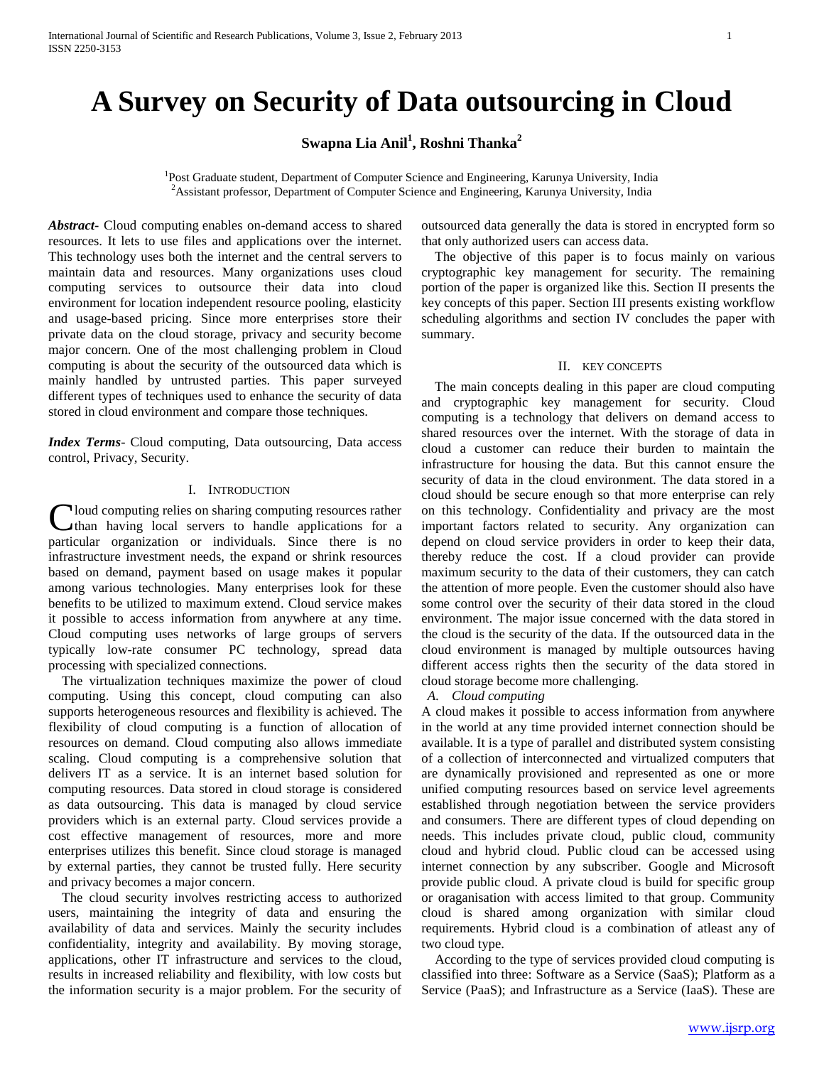# A Survey on Security of Data outsourcing in Cloud

**Swapna Lia Anil[1], Roshni Thanka[2]**

[1]Post Graduate student, Department of Computer Science and Engineering, Karunya University, India
[2]Assistant professor, Department of Computer Science and Engineering, Karunya University, India

***Abstract***- Cloud computing enables on-demand access to shared resources. It lets to use files and applications over the internet. This technology uses both the internet and the central servers to maintain data and resources. Many organizations uses cloud computing services to outsource their data into cloud environment for location independent resource pooling, elasticity and usage-based pricing. Since more enterprises store their private data on the cloud storage, privacy and security become major concern. One of the most challenging problem in Cloud computing is about the security of the outsourced data which is mainly handled by untrusted parties. This paper surveyed different types of techniques used to enhance the security of data stored in cloud environment and compare those techniques.

***Index Terms***- Cloud computing, Data outsourcing, Data access control, Privacy, Security.

## I. Introduction

Cloud computing relies on sharing computing resources rather than having local servers to handle applications for a particular organization or individuals. Since there is no infrastructure investment needs, the expand or shrink resources based on demand, payment based on usage makes it popular among various technologies. Many enterprises look for these benefits to be utilized to maximum extend. Cloud service makes it possible to access information from anywhere at any time. Cloud computing uses networks of large groups of servers typically low-rate consumer PC technology, spread data processing with specialized connections.

The virtualization techniques maximize the power of cloud computing. Using this concept, cloud computing can also supports heterogeneous resources and flexibility is achieved. The flexibility of cloud computing is a function of allocation of resources on demand. Cloud computing also allows immediate scaling. Cloud computing is a comprehensive solution that delivers IT as a service. It is an internet based solution for computing resources. Data stored in cloud storage is considered as data outsourcing. This data is managed by cloud service providers which is an external party. Cloud services provide a cost effective management of resources, more and more enterprises utilizes this benefit. Since cloud storage is managed by external parties, they cannot be trusted fully. Here security and privacy becomes a major concern.

The cloud security involves restricting access to authorized users, maintaining the integrity of data and ensuring the availability of data and services. Mainly the security includes confidentiality, integrity and availability. By moving storage, applications, other IT infrastructure and services to the cloud, results in increased reliability and flexibility, with low costs but the information security is a major problem. For the security of outsourced data generally the data is stored in encrypted form so that only authorized users can access data.

The objective of this paper is to focus mainly on various cryptographic key management for security. The remaining portion of the paper is organized like this. Section II presents the key concepts of this paper. Section III presents existing workflow scheduling algorithms and section IV concludes the paper with summary.

## II. Key Concepts

The main concepts dealing in this paper are cloud computing and cryptographic key management for security. Cloud computing is a technology that delivers on demand access to shared resources over the internet. With the storage of data in cloud a customer can reduce their burden to maintain the infrastructure for housing the data. But this cannot ensure the security of data in the cloud environment. The data stored in a cloud should be secure enough so that more enterprise can rely on this technology. Confidentiality and privacy are the most important factors related to security. Any organization can depend on cloud service providers in order to keep their data, thereby reduce the cost. If a cloud provider can provide maximum security to the data of their customers, they can catch the attention of more people. Even the customer should also have some control over the security of their data stored in the cloud environment. The major issue concerned with the data stored in the cloud is the security of the data. If the outsourced data in the cloud environment is managed by multiple outsources having different access rights then the security of the data stored in cloud storage become more challenging.

### *A. Cloud computing*

A cloud makes it possible to access information from anywhere in the world at any time provided internet connection should be available. It is a type of parallel and distributed system consisting of a collection of interconnected and virtualized computers that are dynamically provisioned and represented as one or more unified computing resources based on service level agreements established through negotiation between the service providers and consumers. There are different types of cloud depending on needs. This includes private cloud, public cloud, community cloud and hybrid cloud. Public cloud can be accessed using internet connection by any subscriber. Google and Microsoft provide public cloud. A private cloud is build for specific group or oraganisation with access limited to that group. Community cloud is shared among organization with similar cloud requirements. Hybrid cloud is a combination of atleast any of two cloud type.

According to the type of services provided cloud computing is classified into three: Software as a Service (SaaS); Platform as a Service (PaaS); and Infrastructure as a Service (IaaS). These are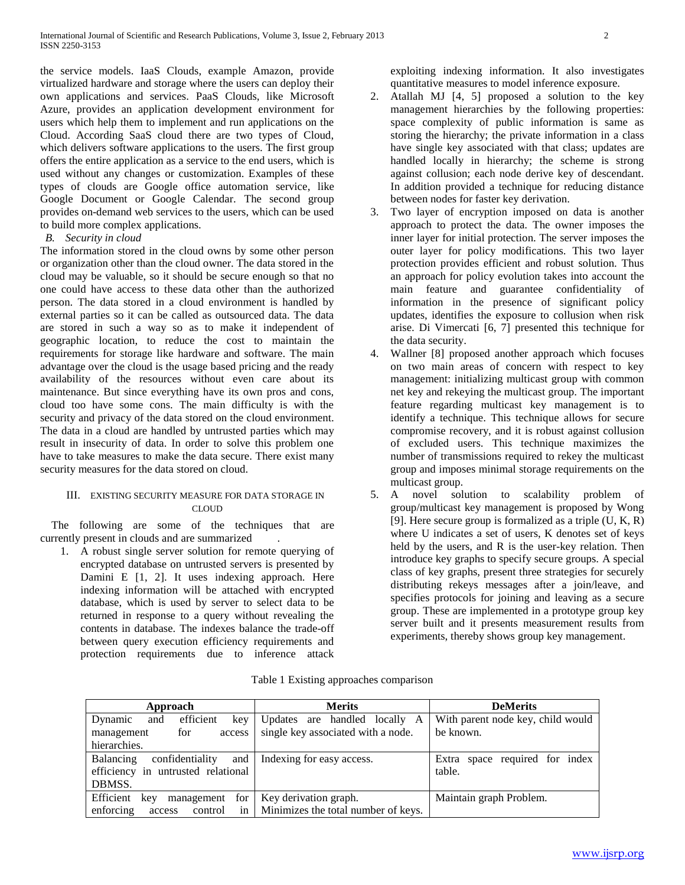the service models. IaaS Clouds, example Amazon, provide virtualized hardware and storage where the users can deploy their own applications and services. PaaS Clouds, like Microsoft Azure, provides an application development environment for users which help them to implement and run applications on the Cloud. According SaaS cloud there are two types of Cloud, which delivers software applications to the users. The first group offers the entire application as a service to the end users, which is used without any changes or customization. Examples of these types of clouds are Google office automation service, like Google Document or Google Calendar. The second group provides on-demand web services to the users, which can be used to build more complex applications.

### *B. Security in cloud*

The information stored in the cloud owns by some other person or organization other than the cloud owner. The data stored in the cloud may be valuable, so it should be secure enough so that no one could have access to these data other than the authorized person. The data stored in a cloud environment is handled by external parties so it can be called as outsourced data. The data are stored in such a way so as to make it independent of geographic location, to reduce the cost to maintain the requirements for storage like hardware and software. The main advantage over the cloud is the usage based pricing and the ready availability of the resources without even care about its maintenance. But since everything have its own pros and cons, cloud too have some cons. The main difficulty is with the security and privacy of the data stored on the cloud environment. The data in a cloud are handled by untrusted parties which may result in insecurity of data. In order to solve this problem one have to take measures to make the data secure. There exist many security measures for the data stored on cloud.

## III. EXISTING SECURITY MEASURE FOR DATA STORAGE IN CLOUD

The following are some of the techniques that are currently present in clouds and are summarized .

1. A robust single server solution for remote querying of encrypted database on untrusted servers is presented by Damini E [1, 2]. It uses indexing approach. Here indexing information will be attached with encrypted database, which is used by server to select data to be returned in response to a query without revealing the contents in database. The indexes balance the trade-off between query execution efficiency requirements and protection requirements due to inference attack exploiting indexing information. It also investigates quantitative measures to model inference exposure.
2. Atallah MJ [4, 5] proposed a solution to the key management hierarchies by the following properties: space complexity of public information is same as storing the hierarchy; the private information in a class have single key associated with that class; updates are handled locally in hierarchy; the scheme is strong against collusion; each node derive key of descendant. In addition provided a technique for reducing distance between nodes for faster key derivation.
3. Two layer of encryption imposed on data is another approach to protect the data. The owner imposes the inner layer for initial protection. The server imposes the outer layer for policy modifications. This two layer protection provides efficient and robust solution. Thus an approach for policy evolution takes into account the main feature and guarantee confidentiality of information in the presence of significant policy updates, identifies the exposure to collusion when risk arise. Di Vimercati [6, 7] presented this technique for the data security.
4. Wallner [8] proposed another approach which focuses on two main areas of concern with respect to key management: initializing multicast group with common net key and rekeying the multicast group. The important feature regarding multicast key management is to identify a technique. This technique allows for secure compromise recovery, and it is robust against collusion of excluded users. This technique maximizes the number of transmissions required to rekey the multicast group and imposes minimal storage requirements on the multicast group.
5. A novel solution to scalability problem of group/multicast key management is proposed by Wong [9]. Here secure group is formalized as a triple (U, K, R) where U indicates a set of users, K denotes set of keys held by the users, and R is the user-key relation. Then introduce key graphs to specify secure groups. A special class of key graphs, present three strategies for securely distributing rekeys messages after a join/leave, and specifies protocols for joining and leaving as a secure group. These are implemented in a prototype group key server built and it presents measurement results from experiments, thereby shows group key management.

Table 1 Existing approaches comparison

| Approach | Merits | DeMerits |
|---|---|---|
| Dynamic and efficient key management for access hierarchies. | Updates are handled locally A single key associated with a node. | With parent node key, child would be known. |
| Balancing confidentiality and efficiency in untrusted relational DBMSS. | Indexing for easy access. | Extra space required for index table. |
| Efficient key management for enforcing access control in | Key derivation graph. Minimizes the total number of keys. | Maintain graph Problem. |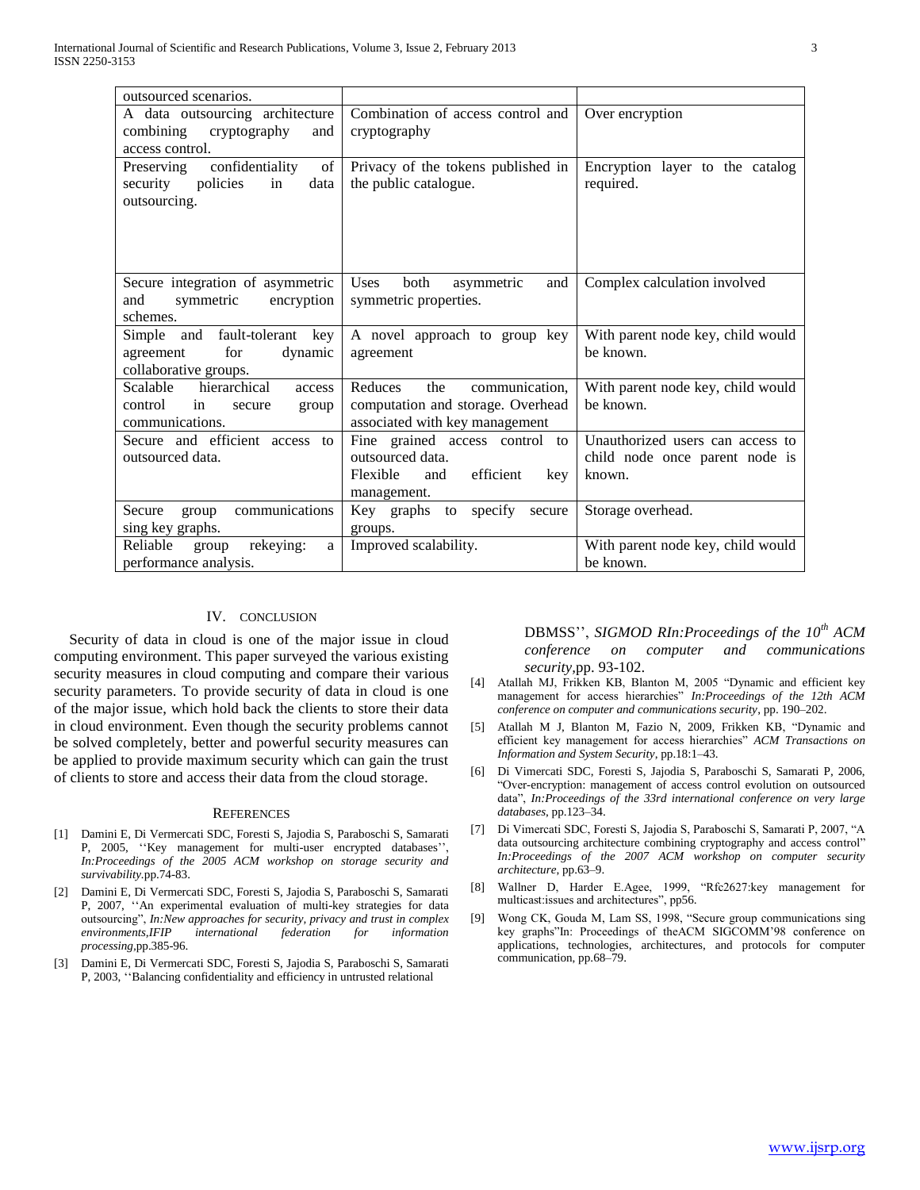| | | |
|---|---|---|
| outsourced scenarios. | | |
| A data outsourcing architecture combining cryptography and access control. | Combination of access control and cryptography | Over encryption |
| Preserving confidentiality of security policies in data outsourcing. | Privacy of the tokens published in the public catalogue. | Encryption layer to the catalog required. |
| Secure integration of asymmetric and symmetric encryption schemes. | Uses both asymmetric and symmetric properties. | Complex calculation involved |
| Simple and fault-tolerant key agreement for dynamic collaborative groups. | A novel approach to group key agreement | With parent node key, child would be known. |
| Scalable hierarchical access control in secure group communications. | Reduces the communication, computation and storage. Overhead associated with key management | With parent node key, child would be known. |
| Secure and efficient access to outsourced data. | Fine grained access control to outsourced data. Flexible and efficient key management. | Unauthorized users can access to child node once parent node is known. |
| Secure group communications sing key graphs. | Key graphs to specify secure groups. | Storage overhead. |
| Reliable group rekeying: a performance analysis. | Improved scalability. | With parent node key, child would be known. |

## IV. Conclusion

Security of data in cloud is one of the major issue in cloud computing environment. This paper surveyed the various existing security measures in cloud computing and compare their various security parameters. To provide security of data in cloud is one of the major issue, which hold back the clients to store their data in cloud environment. Even though the security problems cannot be solved completely, better and powerful security measures can be applied to provide maximum security which can gain the trust of clients to store and access their data from the cloud storage.

## References

[1] Damini E, Di Vermercati SDC, Foresti S, Jajodia S, Paraboschi S, Samarati P, 2005, ''Key management for multi-user encrypted databases'', *In:Proceedings of the 2005 ACM workshop on storage security and survivability*.pp.74-83.

[2] Damini E, Di Vermercati SDC, Foresti S, Jajodia S, Paraboschi S, Samarati P, 2007, ''An experimental evaluation of multi-key strategies for data outsourcing'', *In:New approaches for security, privacy and trust in complex environments,IFIP international federation for information processing*,pp.385-96.

[3] Damini E, Di Vermercati SDC, Foresti S, Jajodia S, Paraboschi S, Samarati P, 2003, ''Balancing confidentiality and efficiency in untrusted relational DBMSS'', *SIGMOD RIn:Proceedings of the 10th ACM conference on computer and communications security*,pp. 93-102.

[4] Atallah MJ, Frikken KB, Blanton M, 2005 "Dynamic and efficient key management for access hierarchies" *In:Proceedings of the 12th ACM conference on computer and communications security*, pp. 190–202.

[5] Atallah M J, Blanton M, Fazio N, 2009, Frikken KB, "Dynamic and efficient key management for access hierarchies" *ACM Transactions on Information and System Security*, pp.18:1–43.

[6] Di Vimercati SDC, Foresti S, Jajodia S, Paraboschi S, Samarati P, 2006, "Over-encryption: management of access control evolution on outsourced data", *In:Proceedings of the 33rd international conference on very large databases*, pp.123–34.

[7] Di Vimercati SDC, Foresti S, Jajodia S, Paraboschi S, Samarati P, 2007, "A data outsourcing architecture combining cryptography and access control" *In:Proceedings of the 2007 ACM workshop on computer security architecture*, pp.63–9.

[8] Wallner D, Harder E.Agee, 1999, "Rfc2627:key management for multicast:issues and architectures", pp56.

[9] Wong CK, Gouda M, Lam SS, 1998, "Secure group communications sing key graphs"In: Proceedings of theACM SIGCOMM'98 conference on applications, technologies, architectures, and protocols for computer communication, pp.68–79.